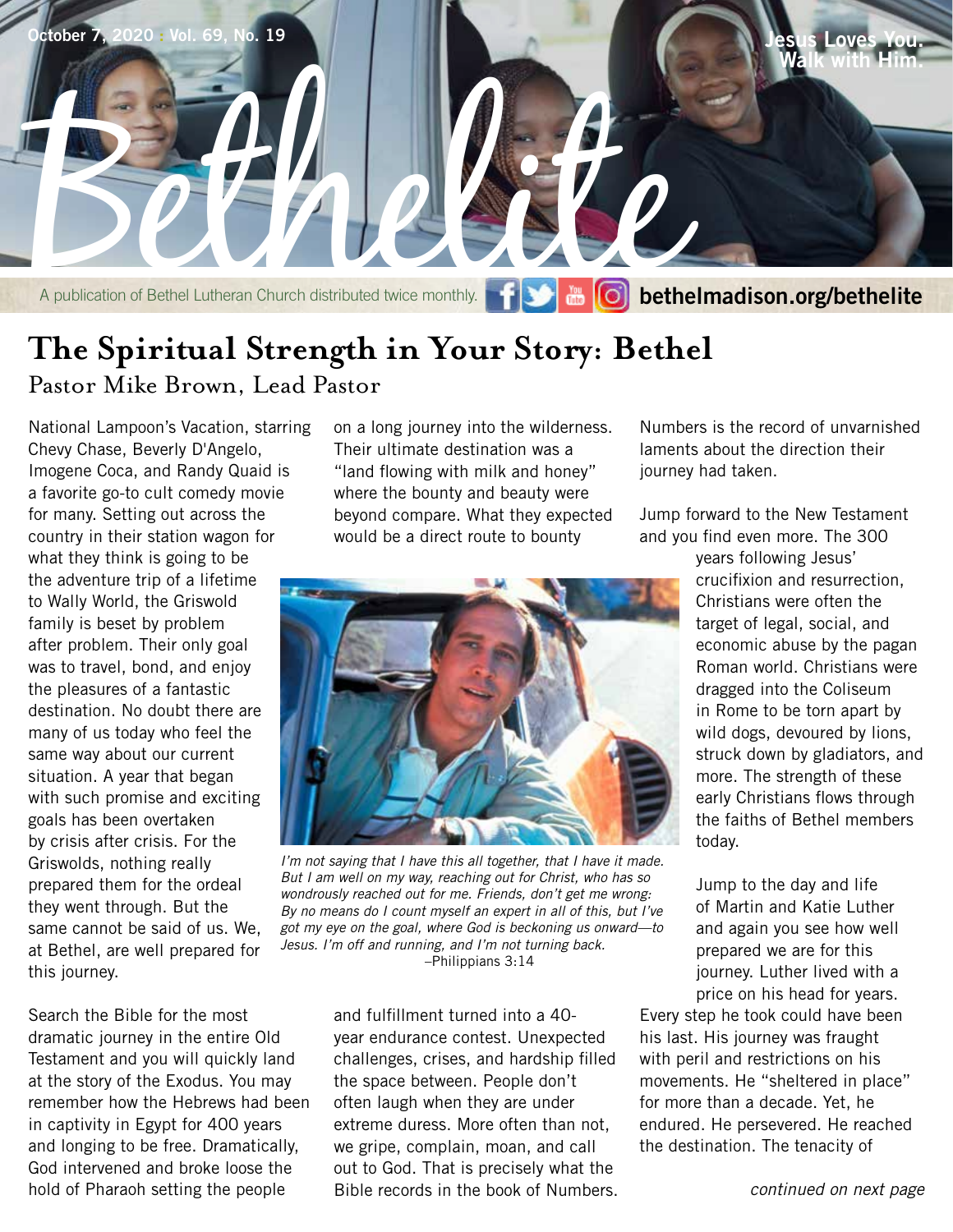October 7, 2020 | Vol. 69, No. 19

Jesus Loves You. Walk with Him.

# Bethelite

A publication of Bethel Lutheran Church distributed twice monthly. bethelmadison.org/bethelite

## The Spiritual Strength in Your Story: Bethel

Pastor Mike Brown, Lead Pastor

National Lampoon's Vacation, starring Chevy Chase, Beverly D'Angelo, Imogene Coca, and Randy Quaid is a favorite go-to cult comedy movie for many. Setting out across the country in their station wagon for what they think is going to be the adventure trip of a lifetime to Wally World, the Griswold family is beset by problem after problem. Their only goal was to travel, bond, and enjoy the pleasures of a fantastic destination. No doubt there are many of us today who feel the same way about our current situation. A year that began with such promise and exciting goals has been overtaken by crisis after crisis. For the Griswolds, nothing really prepared them for the ordeal they went through. But the same cannot be said of us. We, at Bethel, are well prepared for this journey.

Search the Bible for the most dramatic journey in the entire Old Testament and you will quickly land at the story of the Exodus. You may remember how the Hebrews had been in captivity in Egypt for 400 years and longing to be free. Dramatically, God intervened and broke loose the hold of Pharaoh setting the people on a long journey into the wilderness. Their ultimate destination was a "land flowing with milk and honey" where the bounty and beauty were beyond compare. What they expected would be a direct route to bounty and fulfillment turned into a 40-year endurance contest. Unexpected challenges, crises, and hardship filled the space between. People don't often laugh when they are under extreme duress. More often than not, we gripe, complain, moan, and call out to God. That is precisely what the Bible records in the book of Numbers. Numbers is the record of unvarnished laments about the direction their journey had taken.

*I'm not saying that I have this all together, that I have it made. But I am well on my way, reaching out for Christ, who has so wondrously reached out for me. Friends, don't get me wrong: By no means do I count myself an expert in all of this, but I've got my eye on the goal, where God is beckoning us onward—to Jesus. I'm off and running, and I'm not turning back.*
–Philippians 3:14

Jump forward to the New Testament and you find even more. The 300 years following Jesus' crucifixion and resurrection, Christians were often the target of legal, social, and economic abuse by the pagan Roman world. Christians were dragged into the Coliseum in Rome to be torn apart by wild dogs, devoured by lions, struck down by gladiators, and more. The strength of these early Christians flows through the faiths of Bethel members today.

Jump to the day and life of Martin and Katie Luther and again you see how well prepared we are for this journey. Luther lived with a price on his head for years. Every step he took could have been his last. His journey was fraught with peril and restrictions on his movements. He "sheltered in place" for more than a decade. Yet, he endured. He persevered. He reached the destination. The tenacity of

*continued on next page*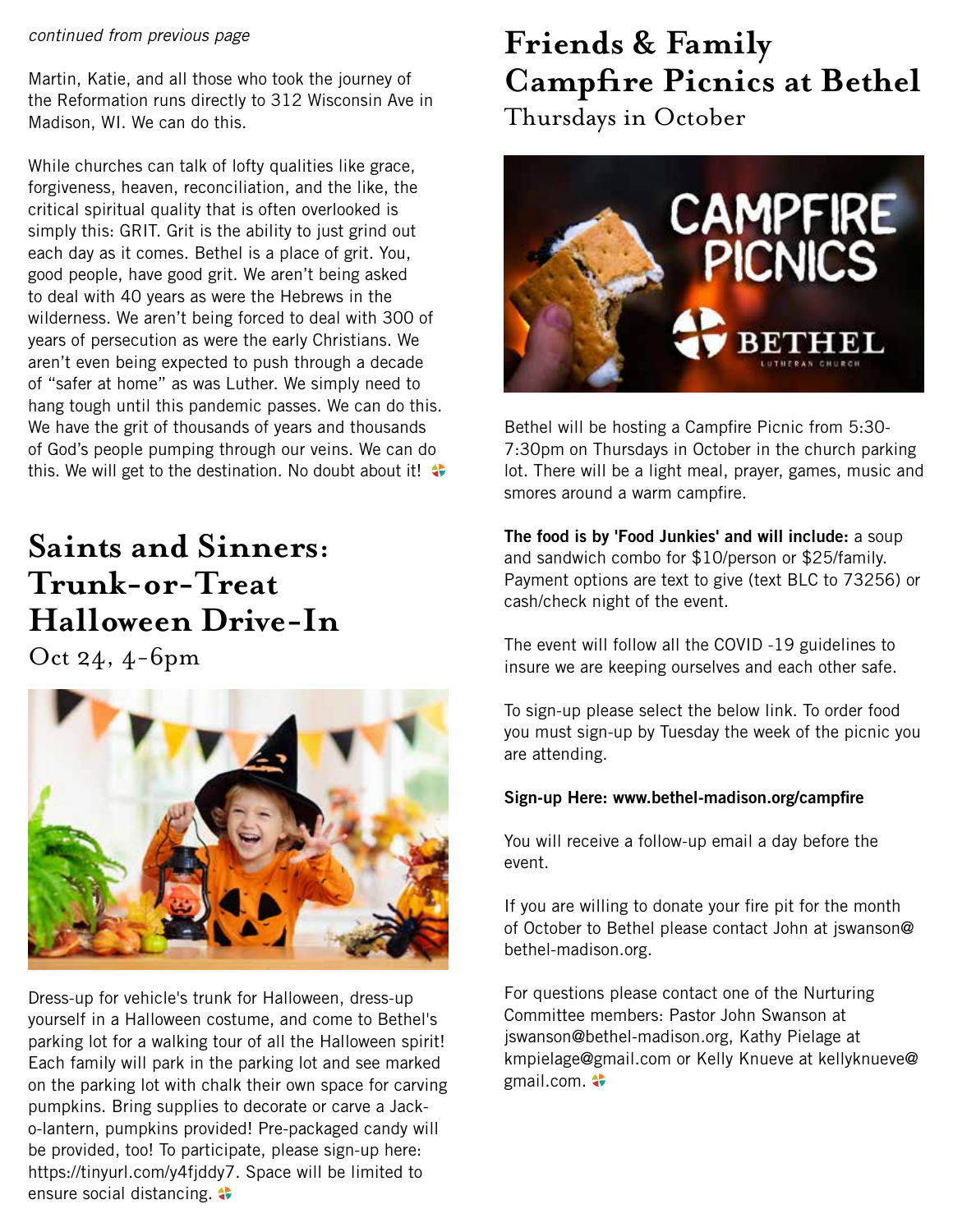*continued from previous page*

Martin, Katie, and all those who took the journey of the Reformation runs directly to 312 Wisconsin Ave in Madison, WI. We can do this.

While churches can talk of lofty qualities like grace, forgiveness, heaven, reconciliation, and the like, the critical spiritual quality that is often overlooked is simply this: GRIT. Grit is the ability to just grind out each day as it comes. Bethel is a place of grit. You, good people, have good grit. We aren't being asked to deal with 40 years as were the Hebrews in the wilderness. We aren't being forced to deal with 300 of years of persecution as were the early Christians. We aren't even being expected to push through a decade of "safer at home" as was Luther. We simply need to hang tough until this pandemic passes. We can do this. We have the grit of thousands of years and thousands of God's people pumping through our veins. We can do this. We will get to the destination. No doubt about it!

## Saints and Sinners: Trunk-or-Treat Halloween Drive-In

### Oct 24, 4-6pm

Dress-up for vehicle's trunk for Halloween, dress-up yourself in a Halloween costume, and come to Bethel's parking lot for a walking tour of all the Halloween spirit! Each family will park in the parking lot and see marked on the parking lot with chalk their own space for carving pumpkins. Bring supplies to decorate or carve a Jack-o-lantern, pumpkins provided! Pre-packaged candy will be provided, too! To participate, please sign-up here: https://tinyurl.com/y4fjddy7. Space will be limited to ensure social distancing.

## Friends & Family Campfire Picnics at Bethel

### Thursdays in October

Bethel will be hosting a Campfire Picnic from 5:30-7:30pm on Thursdays in October in the church parking lot. There will be a light meal, prayer, games, music and smores around a warm campfire.

**The food is by 'Food Junkies' and will include:** a soup and sandwich combo for $10/person or $25/family. Payment options are text to give (text BLC to 73256) or cash/check night of the event.

The event will follow all the COVID -19 guidelines to insure we are keeping ourselves and each other safe.

To sign-up please select the below link. To order food you must sign-up by Tuesday the week of the picnic you are attending.

**Sign-up Here: www.bethel-madison.org/campfire**

You will receive a follow-up email a day before the event.

If you are willing to donate your fire pit for the month of October to Bethel please contact John at jswanson@bethel-madison.org.

For questions please contact one of the Nurturing Committee members: Pastor John Swanson at jswanson@bethel-madison.org, Kathy Pielage at kmpielage@gmail.com or Kelly Knueve at kellyknueve@gmail.com.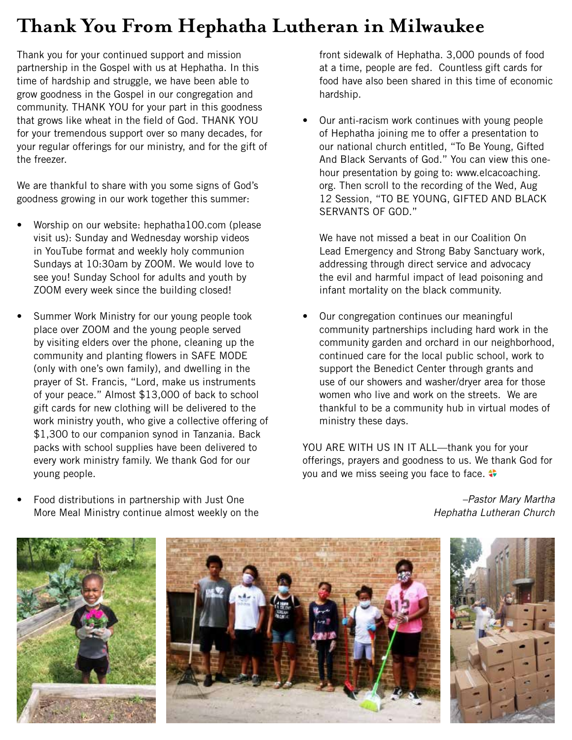# Thank You From Hephatha Lutheran in Milwaukee

Thank you for your continued support and mission partnership in the Gospel with us at Hephatha. In this time of hardship and struggle, we have been able to grow goodness in the Gospel in our congregation and community. THANK YOU for your part in this goodness that grows like wheat in the field of God. THANK YOU for your tremendous support over so many decades, for your regular offerings for our ministry, and for the gift of the freezer.

We are thankful to share with you some signs of God's goodness growing in our work together this summer:

- Worship on our website: hephatha100.com (please visit us): Sunday and Wednesday worship videos in YouTube format and weekly holy communion Sundays at 10:30am by ZOOM. We would love to see you! Sunday School for adults and youth by ZOOM every week since the building closed!

- Summer Work Ministry for our young people took place over ZOOM and the young people served by visiting elders over the phone, cleaning up the community and planting flowers in SAFE MODE (only with one's own family), and dwelling in the prayer of St. Francis, "Lord, make us instruments of your peace." Almost $13,000 of back to school gift cards for new clothing will be delivered to the work ministry youth, who give a collective offering of $1,300 to our companion synod in Tanzania. Back packs with school supplies have been delivered to every work ministry family. We thank God for our young people.

- Food distributions in partnership with Just One More Meal Ministry continue almost weekly on the front sidewalk of Hephatha. 3,000 pounds of food at a time, people are fed. Countless gift cards for food have also been shared in this time of economic hardship.

- Our anti-racism work continues with young people of Hephatha joining me to offer a presentation to our national church entitled, "To Be Young, Gifted And Black Servants of God." You can view this one-hour presentation by going to: www.elcacoaching.org. Then scroll to the recording of the Wed, Aug 12 Session, "TO BE YOUNG, GIFTED AND BLACK SERVANTS OF GOD."

  We have not missed a beat in our Coalition On Lead Emergency and Strong Baby Sanctuary work, addressing through direct service and advocacy the evil and harmful impact of lead poisoning and infant mortality on the black community.

- Our congregation continues our meaningful community partnerships including hard work in the community garden and orchard in our neighborhood, continued care for the local public school, work to support the Benedict Center through grants and use of our showers and washer/dryer area for those women who live and work on the streets. We are thankful to be a community hub in virtual modes of ministry these days.

YOU ARE WITH US IN IT ALL—thank you for your offerings, prayers and goodness to us. We thank God for you and we miss seeing you face to face.

*–Pastor Mary Martha*
*Hephatha Lutheran Church*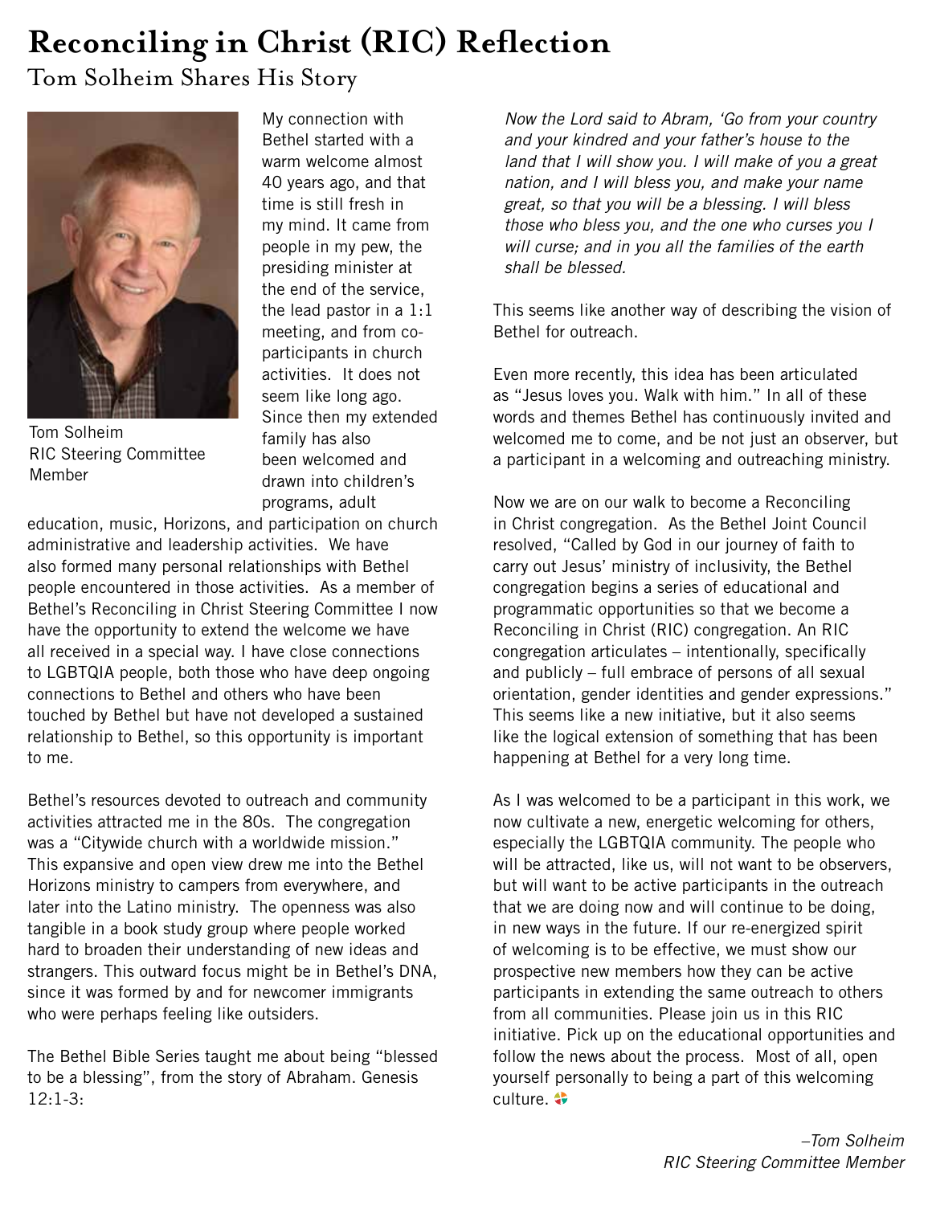# Reconciling in Christ (RIC) Reflection

## Tom Solheim Shares His Story

Tom Solheim
RIC Steering Committee Member

My connection with Bethel started with a warm welcome almost 40 years ago, and that time is still fresh in my mind. It came from people in my pew, the presiding minister at the end of the service, the lead pastor in a 1:1 meeting, and from co-participants in church activities. It does not seem like long ago. Since then my extended family has also been welcomed and drawn into children's programs, adult education, music, Horizons, and participation on church administrative and leadership activities. We have also formed many personal relationships with Bethel people encountered in those activities. As a member of Bethel's Reconciling in Christ Steering Committee I now have the opportunity to extend the welcome we have all received in a special way. I have close connections to LGBTQIA people, both those who have deep ongoing connections to Bethel and others who have been touched by Bethel but have not developed a sustained relationship to Bethel, so this opportunity is important to me.

Bethel's resources devoted to outreach and community activities attracted me in the 80s. The congregation was a "Citywide church with a worldwide mission." This expansive and open view drew me into the Bethel Horizons ministry to campers from everywhere, and later into the Latino ministry. The openness was also tangible in a book study group where people worked hard to broaden their understanding of new ideas and strangers. This outward focus might be in Bethel's DNA, since it was formed by and for newcomer immigrants who were perhaps feeling like outsiders.

The Bethel Bible Series taught me about being "blessed to be a blessing", from the story of Abraham. Genesis 12:1-3:

*Now the Lord said to Abram, 'Go from your country and your kindred and your father's house to the land that I will show you. I will make of you a great nation, and I will bless you, and make your name great, so that you will be a blessing. I will bless those who bless you, and the one who curses you I will curse; and in you all the families of the earth shall be blessed.*

This seems like another way of describing the vision of Bethel for outreach.

Even more recently, this idea has been articulated as "Jesus loves you. Walk with him." In all of these words and themes Bethel has continuously invited and welcomed me to come, and be not just an observer, but a participant in a welcoming and outreaching ministry.

Now we are on our walk to become a Reconciling in Christ congregation. As the Bethel Joint Council resolved, "Called by God in our journey of faith to carry out Jesus' ministry of inclusivity, the Bethel congregation begins a series of educational and programmatic opportunities so that we become a Reconciling in Christ (RIC) congregation. An RIC congregation articulates – intentionally, specifically and publicly – full embrace of persons of all sexual orientation, gender identities and gender expressions." This seems like a new initiative, but it also seems like the logical extension of something that has been happening at Bethel for a very long time.

As I was welcomed to be a participant in this work, we now cultivate a new, energetic welcoming for others, especially the LGBTQIA community. The people who will be attracted, like us, will not want to be observers, but will want to be active participants in the outreach that we are doing now and will continue to be doing, in new ways in the future. If our re-energized spirit of welcoming is to be effective, we must show our prospective new members how they can be active participants in extending the same outreach to others from all communities. Please join us in this RIC initiative. Pick up on the educational opportunities and follow the news about the process. Most of all, open yourself personally to being a part of this welcoming culture.

*–Tom Solheim*
*RIC Steering Committee Member*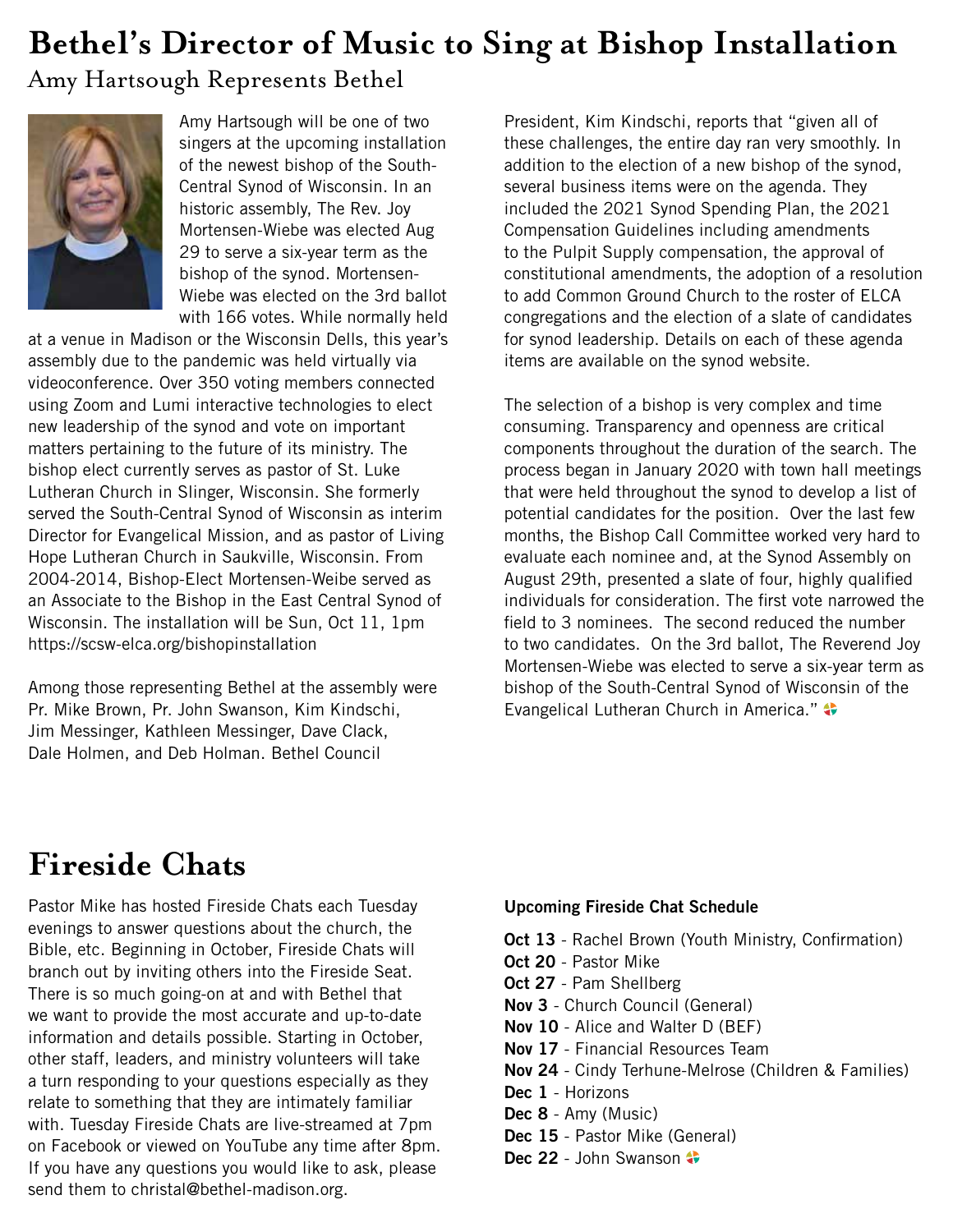# Bethel's Director of Music to Sing at Bishop Installation

## Amy Hartsough Represents Bethel

Amy Hartsough will be one of two singers at the upcoming installation of the newest bishop of the South-Central Synod of Wisconsin. In an historic assembly, The Rev. Joy Mortensen-Wiebe was elected Aug 29 to serve a six-year term as the bishop of the synod. Mortensen-Wiebe was elected on the 3rd ballot with 166 votes. While normally held at a venue in Madison or the Wisconsin Dells, this year's assembly due to the pandemic was held virtually via videoconference. Over 350 voting members connected using Zoom and Lumi interactive technologies to elect new leadership of the synod and vote on important matters pertaining to the future of its ministry. The bishop elect currently serves as pastor of St. Luke Lutheran Church in Slinger, Wisconsin. She formerly served the South-Central Synod of Wisconsin as interim Director for Evangelical Mission, and as pastor of Living Hope Lutheran Church in Saukville, Wisconsin. From 2004-2014, Bishop-Elect Mortensen-Weibe served as an Associate to the Bishop in the East Central Synod of Wisconsin. The installation will be Sun, Oct 11, 1pm https://scsw-elca.org/bishopinstallation

Among those representing Bethel at the assembly were Pr. Mike Brown, Pr. John Swanson, Kim Kindschi, Jim Messinger, Kathleen Messinger, Dave Clack, Dale Holmen, and Deb Holman. Bethel Council President, Kim Kindschi, reports that "given all of these challenges, the entire day ran very smoothly. In addition to the election of a new bishop of the synod, several business items were on the agenda. They included the 2021 Synod Spending Plan, the 2021 Compensation Guidelines including amendments to the Pulpit Supply compensation, the approval of constitutional amendments, the adoption of a resolution to add Common Ground Church to the roster of ELCA congregations and the election of a slate of candidates for synod leadership. Details on each of these agenda items are available on the synod website.

The selection of a bishop is very complex and time consuming. Transparency and openness are critical components throughout the duration of the search. The process began in January 2020 with town hall meetings that were held throughout the synod to develop a list of potential candidates for the position. Over the last few months, the Bishop Call Committee worked very hard to evaluate each nominee and, at the Synod Assembly on August 29th, presented a slate of four, highly qualified individuals for consideration. The first vote narrowed the field to 3 nominees. The second reduced the number to two candidates. On the 3rd ballot, The Reverend Joy Mortensen-Wiebe was elected to serve a six-year term as bishop of the South-Central Synod of Wisconsin of the Evangelical Lutheran Church in America."

# Fireside Chats

Pastor Mike has hosted Fireside Chats each Tuesday evenings to answer questions about the church, the Bible, etc. Beginning in October, Fireside Chats will branch out by inviting others into the Fireside Seat. There is so much going-on at and with Bethel that we want to provide the most accurate and up-to-date information and details possible. Starting in October, other staff, leaders, and ministry volunteers will take a turn responding to your questions especially as they relate to something that they are intimately familiar with. Tuesday Fireside Chats are live-streamed at 7pm on Facebook or viewed on YouTube any time after 8pm. If you have any questions you would like to ask, please send them to christal@bethel-madison.org.

**Upcoming Fireside Chat Schedule**

**Oct 13** - Rachel Brown (Youth Ministry, Confirmation)
**Oct 20** - Pastor Mike
**Oct 27** - Pam Shellberg
**Nov 3** - Church Council (General)
**Nov 10** - Alice and Walter D (BEF)
**Nov 17** - Financial Resources Team
**Nov 24** - Cindy Terhune-Melrose (Children & Families)
**Dec 1** - Horizons
**Dec 8** - Amy (Music)
**Dec 15** - Pastor Mike (General)
**Dec 22** - John Swanson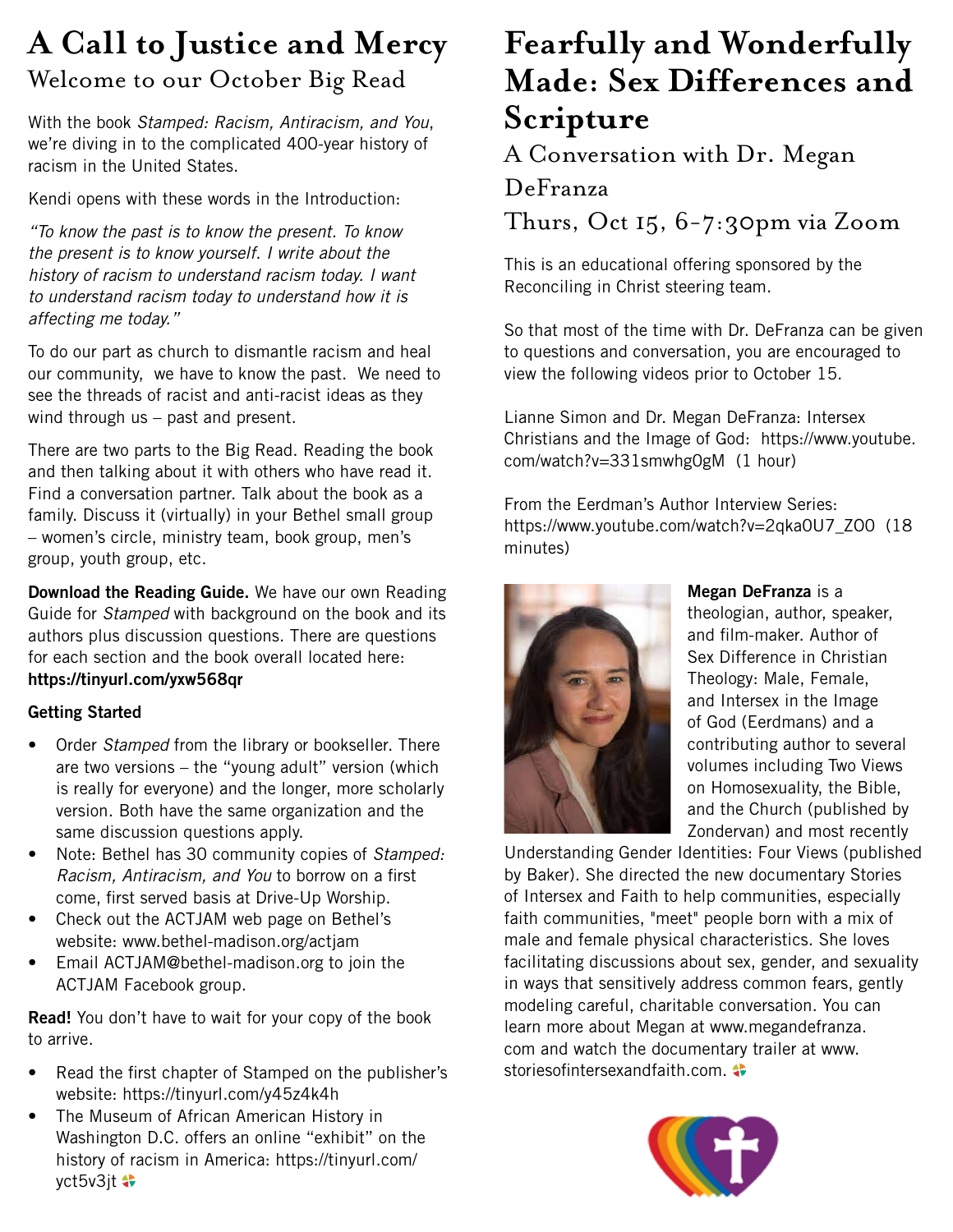# A Call to Justice and Mercy

## Welcome to our October Big Read

With the book *Stamped: Racism, Antiracism, and You*, we're diving in to the complicated 400-year history of racism in the United States.

Kendi opens with these words in the Introduction:

*"To know the past is to know the present. To know the present is to know yourself. I write about the history of racism to understand racism today. I want to understand racism today to understand how it is affecting me today."*

To do our part as church to dismantle racism and heal our community, we have to know the past. We need to see the threads of racist and anti-racist ideas as they wind through us – past and present.

There are two parts to the Big Read. Reading the book and then talking about it with others who have read it. Find a conversation partner. Talk about the book as a family. Discuss it (virtually) in your Bethel small group – women's circle, ministry team, book group, men's group, youth group, etc.

**Download the Reading Guide.** We have our own Reading Guide for *Stamped* with background on the book and its authors plus discussion questions. There are questions for each section and the book overall located here: **https://tinyurl.com/yxw568qr**

**Getting Started**

- Order *Stamped* from the library or bookseller. There are two versions – the "young adult" version (which is really for everyone) and the longer, more scholarly version. Both have the same organization and the same discussion questions apply.
- Note: Bethel has 30 community copies of *Stamped: Racism, Antiracism, and You* to borrow on a first come, first served basis at Drive-Up Worship.
- Check out the ACTJAM web page on Bethel's website: www.bethel-madison.org/actjam
- Email ACTJAM@bethel-madison.org to join the ACTJAM Facebook group.

**Read!** You don't have to wait for your copy of the book to arrive.

- Read the first chapter of Stamped on the publisher's website: https://tinyurl.com/y45z4k4h
- The Museum of African American History in Washington D.C. offers an online "exhibit" on the history of racism in America: https://tinyurl.com/yct5v3jt

# Fearfully and Wonderfully Made: Sex Differences and Scripture

## A Conversation with Dr. Megan DeFranza

## Thurs, Oct 15, 6-7:30pm via Zoom

This is an educational offering sponsored by the Reconciling in Christ steering team.

So that most of the time with Dr. DeFranza can be given to questions and conversation, you are encouraged to view the following videos prior to October 15.

Lianne Simon and Dr. Megan DeFranza: Intersex Christians and the Image of God: https://www.youtube.com/watch?v=331smwhg0gM (1 hour)

From the Eerdman's Author Interview Series: https://www.youtube.com/watch?v=2qka0U7_ZO0 (18 minutes)

**Megan DeFranza** is a theologian, author, speaker, and film-maker. Author of Sex Difference in Christian Theology: Male, Female, and Intersex in the Image of God (Eerdmans) and a contributing author to several volumes including Two Views on Homosexuality, the Bible, and the Church (published by Zondervan) and most recently Understanding Gender Identities: Four Views (published by Baker). She directed the new documentary Stories of Intersex and Faith to help communities, especially faith communities, "meet" people born with a mix of male and female physical characteristics. She loves facilitating discussions about sex, gender, and sexuality in ways that sensitively address common fears, gently modeling careful, charitable conversation. You can learn more about Megan at www.megandefranza.com and watch the documentary trailer at www.storiesofintersexandfaith.com.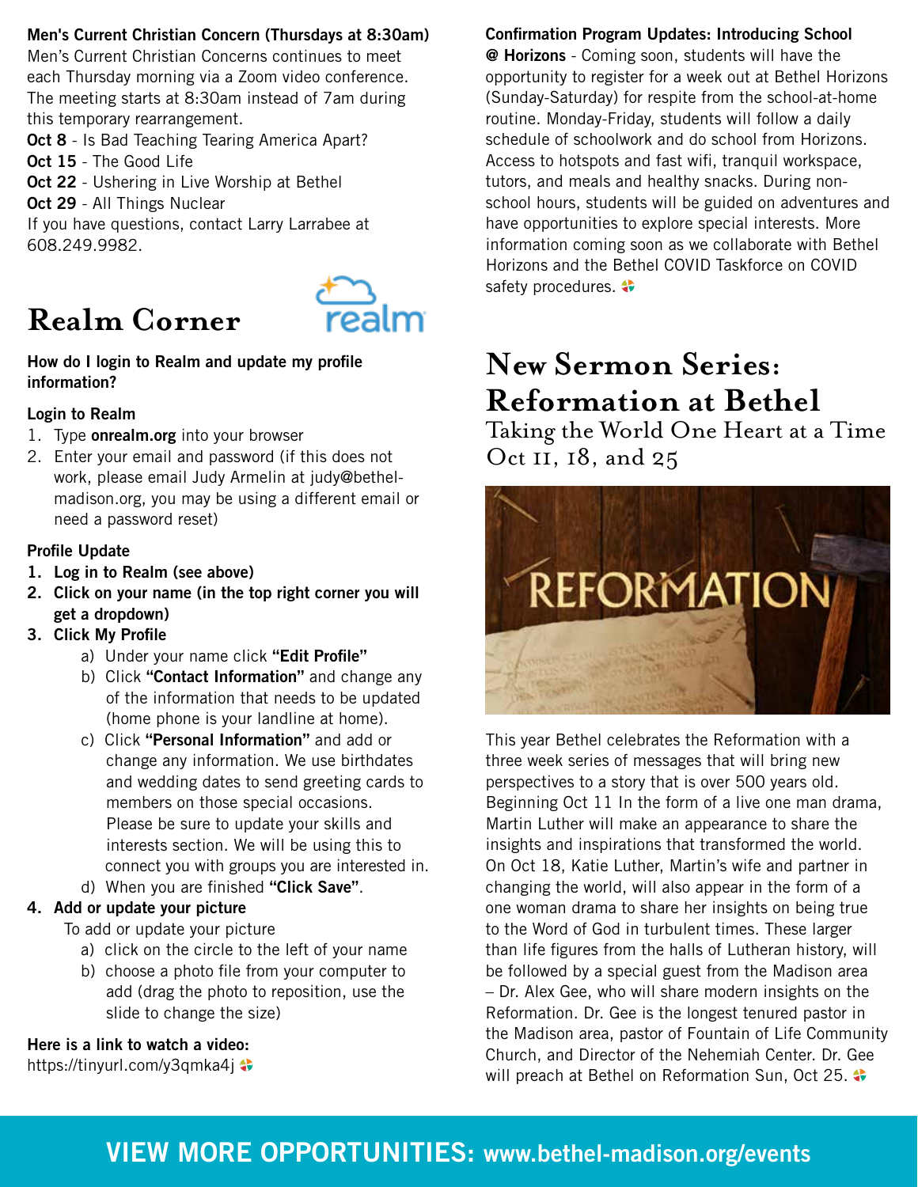**Men's Current Christian Concern (Thursdays at 8:30am)**
Men's Current Christian Concerns continues to meet each Thursday morning via a Zoom video conference. The meeting starts at 8:30am instead of 7am during this temporary rearrangement.
**Oct 8** - Is Bad Teaching Tearing America Apart?
**Oct 15** - The Good Life
**Oct 22** - Ushering in Live Worship at Bethel
**Oct 29** - All Things Nuclear
If you have questions, contact Larry Larrabee at 608.249.9982.

## Realm Corner

**How do I login to Realm and update my profile information?**

**Login to Realm**

1. Type **onrealm.org** into your browser
2. Enter your email and password (if this does not work, please email Judy Armelin at judy@bethel-madison.org, you may be using a different email or need a password reset)

**Profile Update**

1. **Log in to Realm (see above)**
2. **Click on your name (in the top right corner you will get a dropdown)**
3. **Click My Profile**
   a) Under your name click **"Edit Profile"**
   b) Click **"Contact Information"** and change any of the information that needs to be updated (home phone is your landline at home).
   c) Click **"Personal Information"** and add or change any information. We use birthdates and wedding dates to send greeting cards to members on those special occasions. Please be sure to update your skills and interests section. We will be using this to connect you with groups you are interested in.
   d) When you are finished **"Click Save"**.
4. **Add or update your picture**
   To add or update your picture
   a) click on the circle to the left of your name
   b) choose a photo file from your computer to add (drag the photo to reposition, use the slide to change the size)

**Here is a link to watch a video:**
https://tinyurl.com/y3qmka4j

**Confirmation Program Updates: Introducing School @ Horizons** - Coming soon, students will have the opportunity to register for a week out at Bethel Horizons (Sunday-Saturday) for respite from the school-at-home routine. Monday-Friday, students will follow a daily schedule of schoolwork and do school from Horizons. Access to hotspots and fast wifi, tranquil workspace, tutors, and meals and healthy snacks. During non-school hours, students will be guided on adventures and have opportunities to explore special interests. More information coming soon as we collaborate with Bethel Horizons and the Bethel COVID Taskforce on COVID safety procedures.

## New Sermon Series: Reformation at Bethel

### Taking the World One Heart at a Time
### Oct 11, 18, and 25

This year Bethel celebrates the Reformation with a three week series of messages that will bring new perspectives to a story that is over 500 years old. Beginning Oct 11 In the form of a live one man drama, Martin Luther will make an appearance to share the insights and inspirations that transformed the world. On Oct 18, Katie Luther, Martin's wife and partner in changing the world, will also appear in the form of a one woman drama to share her insights on being true to the Word of God in turbulent times. These larger than life figures from the halls of Lutheran history, will be followed by a special guest from the Madison area – Dr. Alex Gee, who will share modern insights on the Reformation. Dr. Gee is the longest tenured pastor in the Madison area, pastor of Fountain of Life Community Church, and Director of the Nehemiah Center. Dr. Gee will preach at Bethel on Reformation Sun, Oct 25.

**VIEW MORE OPPORTUNITIES: www.bethel-madison.org/events**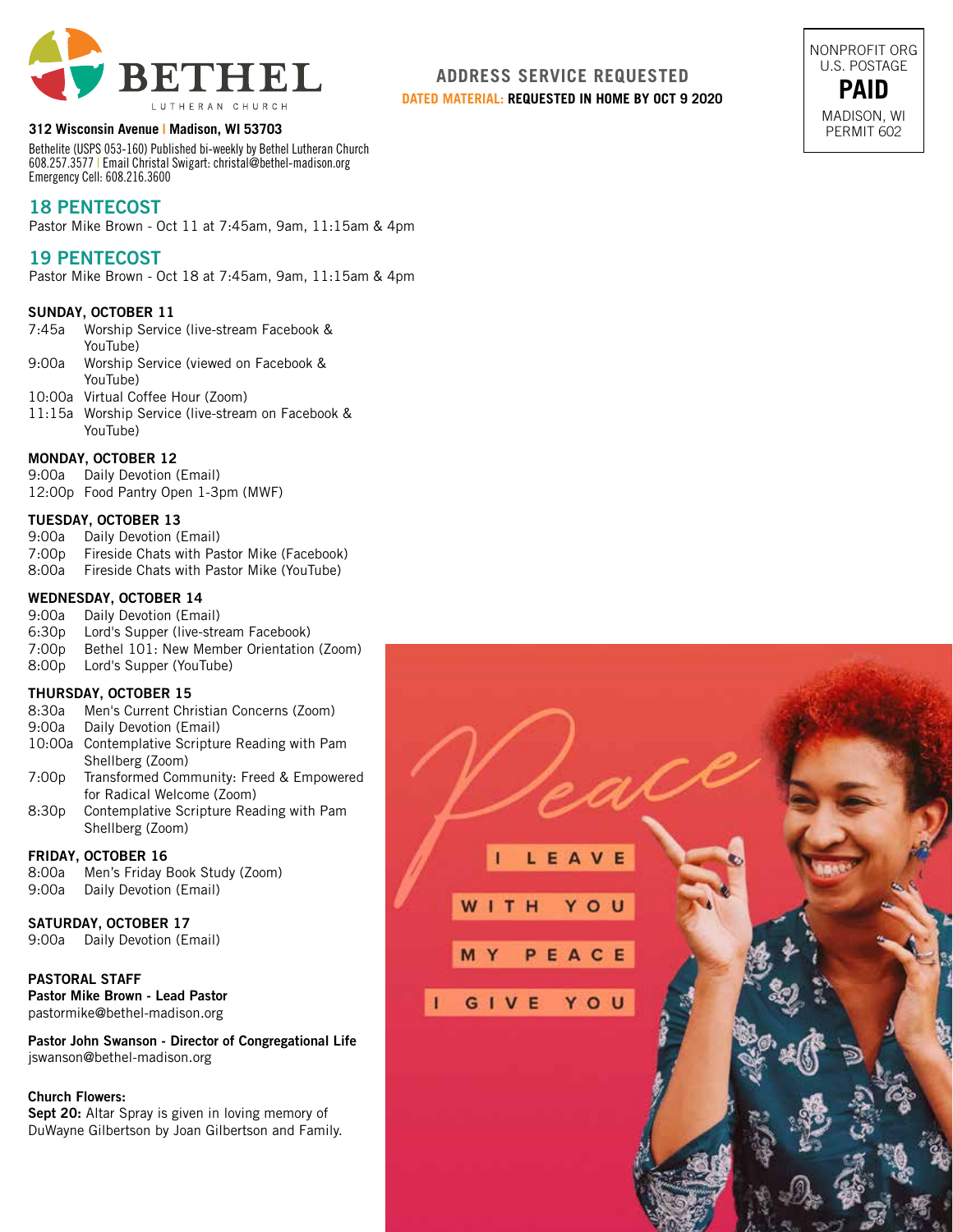BETHEL
LUTHERAN CHURCH

**312 Wisconsin Avenue | Madison, WI 53703**

Bethelite (USPS 053-160) Published bi-weekly by Bethel Lutheran Church
608.257.3577 | Email Christal Swigart: christal@bethel-madison.org
Emergency Cell: 608.216.3600

**ADDRESS SERVICE REQUESTED**
**DATED MATERIAL: REQUESTED IN HOME BY OCT 9 2020**

NONPROFIT ORG
U.S. POSTAGE
**PAID**
MADISON, WI
PERMIT 602

## 18 PENTECOST

Pastor Mike Brown - Oct 11 at 7:45am, 9am, 11:15am & 4pm

## 19 PENTECOST

Pastor Mike Brown - Oct 18 at 7:45am, 9am, 11:15am & 4pm

### SUNDAY, OCTOBER 11

- 7:45a Worship Service (live-stream Facebook & YouTube)
- 9:00a Worship Service (viewed on Facebook & YouTube)
- 10:00a Virtual Coffee Hour (Zoom)
- 11:15a Worship Service (live-stream on Facebook & YouTube)

### MONDAY, OCTOBER 12

- 9:00a Daily Devotion (Email)
- 12:00p Food Pantry Open 1-3pm (MWF)

### TUESDAY, OCTOBER 13

- 9:00a Daily Devotion (Email)
- 7:00p Fireside Chats with Pastor Mike (Facebook)
- 8:00a Fireside Chats with Pastor Mike (YouTube)

### WEDNESDAY, OCTOBER 14

- 9:00a Daily Devotion (Email)
- 6:30p Lord's Supper (live-stream Facebook)
- 7:00p Bethel 101: New Member Orientation (Zoom)
- 8:00p Lord's Supper (YouTube)

### THURSDAY, OCTOBER 15

- 8:30a Men's Current Christian Concerns (Zoom)
- 9:00a Daily Devotion (Email)
- 10:00a Contemplative Scripture Reading with Pam Shellberg (Zoom)
- 7:00p Transformed Community: Freed & Empowered for Radical Welcome (Zoom)
- 8:30p Contemplative Scripture Reading with Pam Shellberg (Zoom)

### FRIDAY, OCTOBER 16

- 8:00a Men's Friday Book Study (Zoom)
- 9:00a Daily Devotion (Email)

### SATURDAY, OCTOBER 17

- 9:00a Daily Devotion (Email)

### PASTORAL STAFF

**Pastor Mike Brown - Lead Pastor**
pastormike@bethel-madison.org

**Pastor John Swanson - Director of Congregational Life**
jswanson@bethel-madison.org

**Church Flowers:**
**Sept 20:** Altar Spray is given in loving memory of DuWayne Gilbertson by Joan Gilbertson and Family.

Peace I LEAVE WITH YOU MY PEACE I GIVE YOU